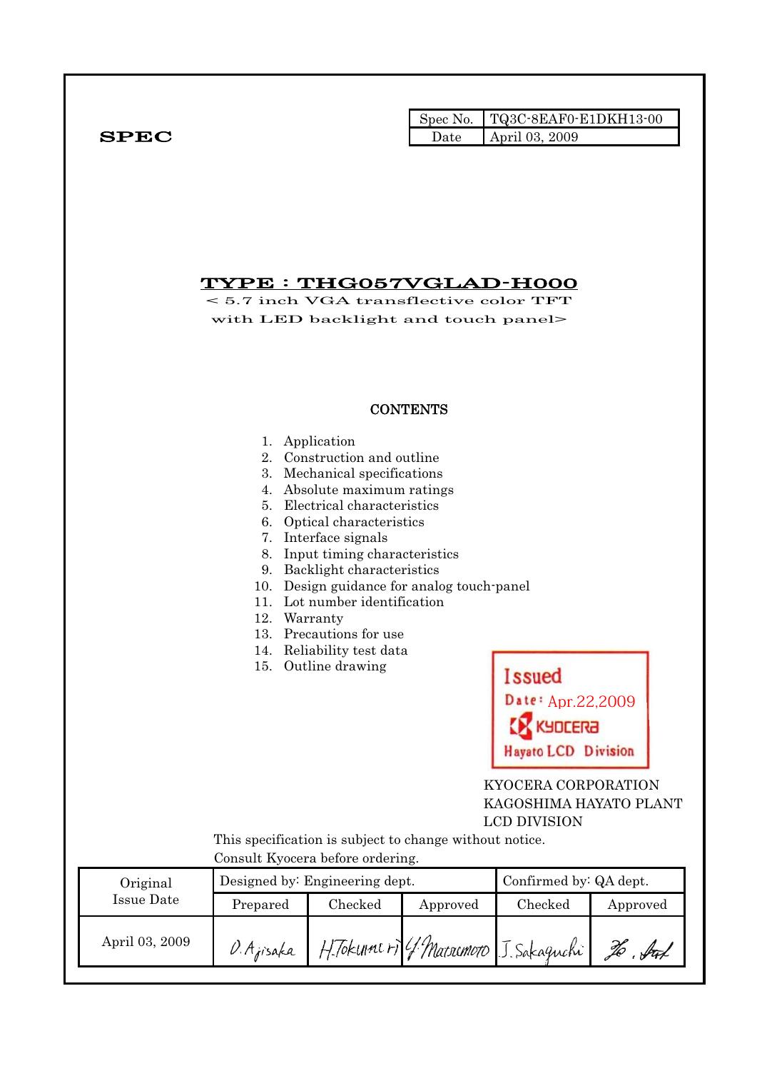**SPEC**

| Spec No. | TQ3C-8EAF0-E1DKH13-00 |
| --- | --- |
| Date | April 03, 2009 |

# TYPE : THG057VGLAD-H000

< 5.7 inch VGA transflective color TFT
with LED backlight and touch panel>

## CONTENTS

1. Application
2. Construction and outline
3. Mechanical specifications
4. Absolute maximum ratings
5. Electrical characteristics
6. Optical characteristics
7. Interface signals
8. Input timing characteristics
9. Backlight characteristics
10. Design guidance for analog touch-panel
11. Lot number identification
12. Warranty
13. Precautions for use
14. Reliability test data
15. Outline drawing

Issued
Date: Apr.22,2009
KYOCERA
Hayato LCD Division

KYOCERA CORPORATION
KAGOSHIMA HAYATO PLANT
LCD DIVISION

This specification is subject to change without notice.
Consult Kyocera before ordering.

| Original Issue Date | Designed by: Engineering dept. | | | Confirmed by: QA dept. | |
| --- | --- | --- | --- | --- | --- |
| | Prepared | Checked | Approved | Checked | Approved |
| April 03, 2009 | O. Ajisaka | H. Tokunari | Y. Matsumoto | J. Sakaguchi | (signature) |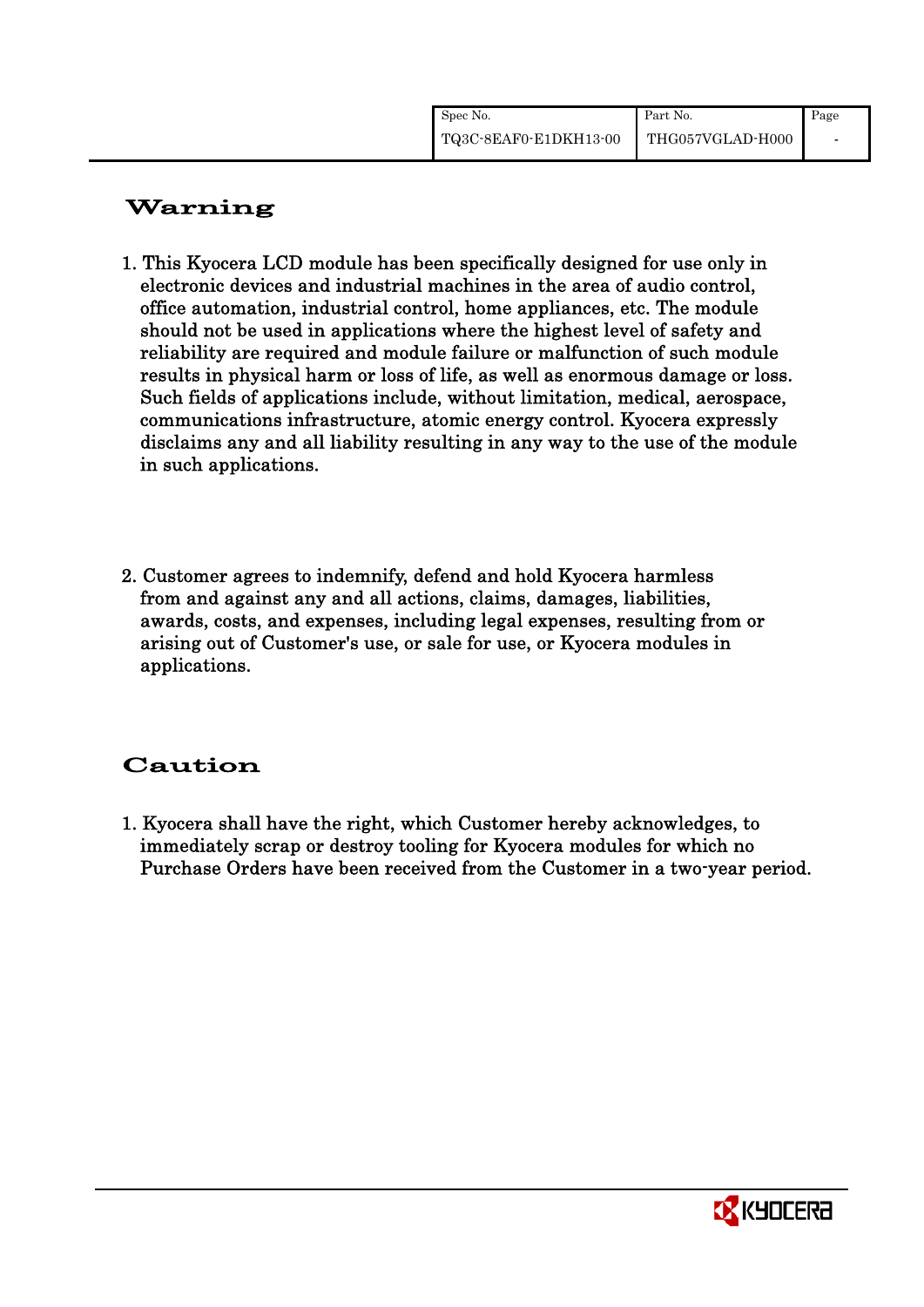# Warning

1. This Kyocera LCD module has been specifically designed for use only in electronic devices and industrial machines in the area of audio control, office automation, industrial control, home appliances, etc. The module should not be used in applications where the highest level of safety and reliability are required and module failure or malfunction of such module results in physical harm or loss of life, as well as enormous damage or loss. Such fields of applications include, without limitation, medical, aerospace, communications infrastructure, atomic energy control. Kyocera expressly disclaims any and all liability resulting in any way to the use of the module in such applications.

2. Customer agrees to indemnify, defend and hold Kyocera harmless from and against any and all actions, claims, damages, liabilities, awards, costs, and expenses, including legal expenses, resulting from or arising out of Customer's use, or sale for use, or Kyocera modules in applications.

# Caution

1. Kyocera shall have the right, which Customer hereby acknowledges, to immediately scrap or destroy tooling for Kyocera modules for which no Purchase Orders have been received from the Customer in a two-year period.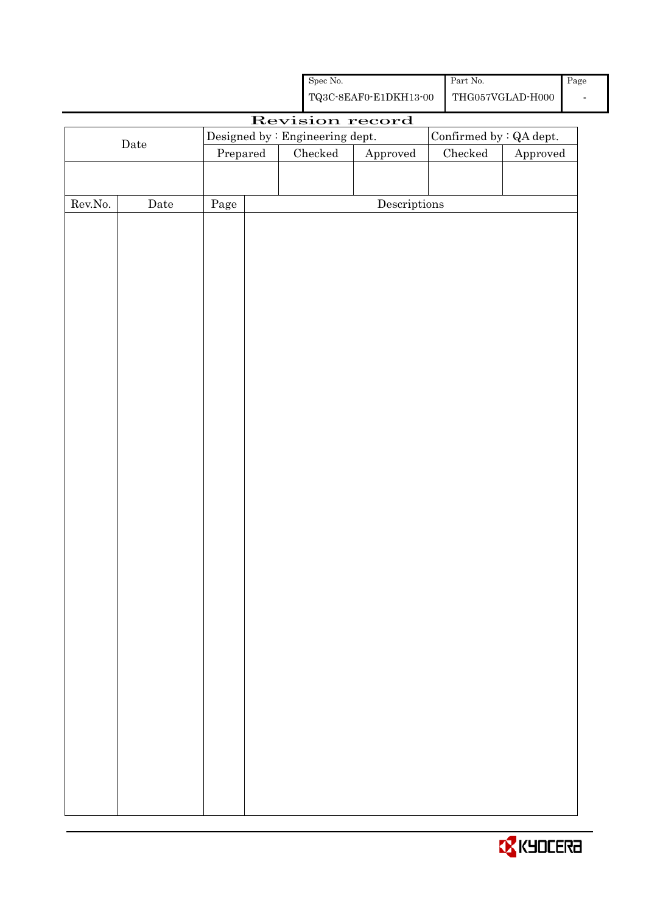| Spec No. | Part No. | Page |
|---|---|---|
| TQ3C-8EAF0-E1DKH13-00 | THG057VGLAD-H000 | - |

# Revision record

| Date | Designed by : Engineering dept. | | | Confirmed by : QA dept. | |
|---|---|---|---|---|---|
| | Prepared | Checked | Approved | Checked | Approved |
| | | | | | |

| Rev.No. | Date | Page | Descriptions |
|---|---|---|---|
| | | | |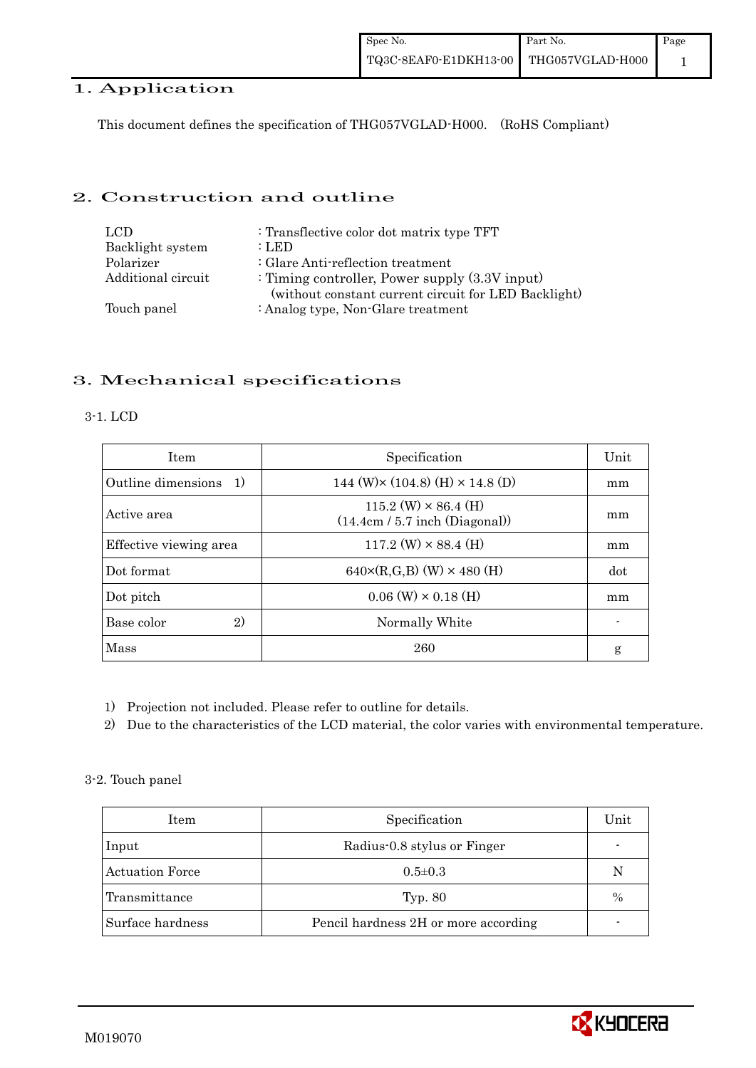# 1. Application

This document defines the specification of THG057VGLAD-H000. (RoHS Compliant)

# 2. Construction and outline

| | |
|---|---|
| LCD | : Transflective color dot matrix type TFT |
| Backlight system | : LED |
| Polarizer | : Glare Anti-reflection treatment |
| Additional circuit | : Timing controller, Power supply (3.3V input) (without constant current circuit for LED Backlight) |
| Touch panel | : Analog type, Non-Glare treatment |

# 3. Mechanical specifications

## 3-1. LCD

| Item | Specification | Unit |
|---|---|---|
| Outline dimensions 1) | 144 (W)× (104.8) (H) × 14.8 (D) | mm |
| Active area | 115.2 (W) × 86.4 (H) (14.4cm / 5.7 inch (Diagonal)) | mm |
| Effective viewing area | 117.2 (W) × 88.4 (H) | mm |
| Dot format | 640×(R,G,B) (W) × 480 (H) | dot |
| Dot pitch | 0.06 (W) × 0.18 (H) | mm |
| Base color 2) | Normally White | - |
| Mass | 260 | g |

1) Projection not included. Please refer to outline for details.
2) Due to the characteristics of the LCD material, the color varies with environmental temperature.

## 3-2. Touch panel

| Item | Specification | Unit |
|---|---|---|
| Input | Radius-0.8 stylus or Finger | - |
| Actuation Force | 0.5±0.3 | N |
| Transmittance | Typ. 80 | % |
| Surface hardness | Pencil hardness 2H or more according | - |

M019070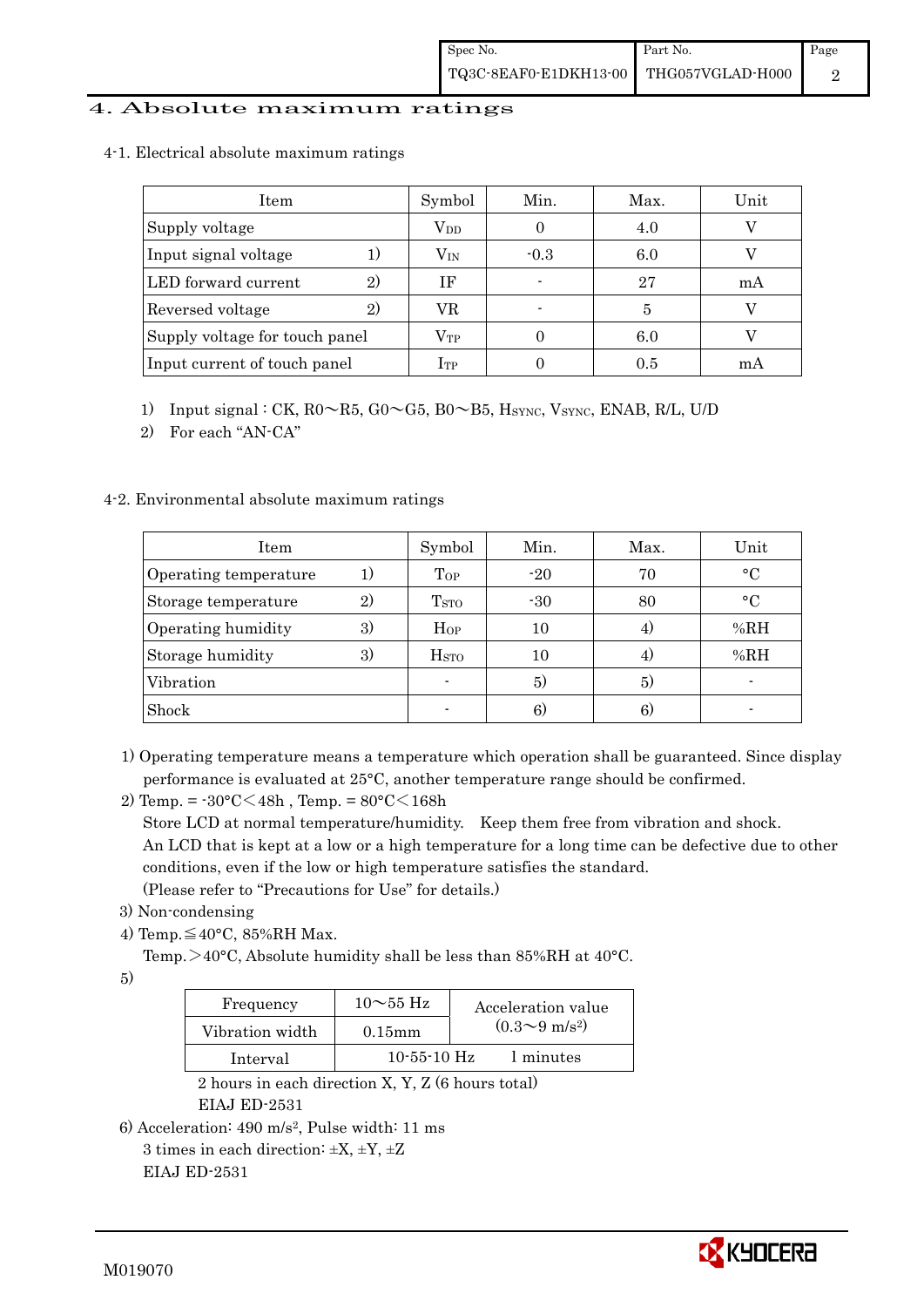# 4. Absolute maximum ratings

4-1. Electrical absolute maximum ratings

| Item | Symbol | Min. | Max. | Unit |
|---|---|---|---|---|
| Supply voltage | $V_{DD}$ | 0 | 4.0 | V |
| Input signal voltage 1) | $V_{IN}$ | -0.3 | 6.0 | V |
| LED forward current 2) | IF | - | 27 | mA |
| Reversed voltage 2) | VR | - | 5 | V |
| Supply voltage for touch panel | $V_{TP}$ | 0 | 6.0 | V |
| Input current of touch panel | $I_{TP}$ | 0 | 0.5 | mA |

1) Input signal : CK, R0～R5, G0～G5, B0～B5, $H_{SYNC}$, $V_{SYNC}$, ENAB, R/L, U/D

2) For each "AN-CA"

4-2. Environmental absolute maximum ratings

| Item | Symbol | Min. | Max. | Unit |
|---|---|---|---|---|
| Operating temperature 1) | $T_{OP}$ | -20 | 70 | °C |
| Storage temperature 2) | $T_{STO}$ | -30 | 80 | °C |
| Operating humidity 3) | $H_{OP}$ | 10 | 4) | %RH |
| Storage humidity 3) | $H_{STO}$ | 10 | 4) | %RH |
| Vibration | - | 5) | 5) | - |
| Shock | - | 6) | 6) | - |

1) Operating temperature means a temperature which operation shall be guaranteed. Since display performance is evaluated at 25°C, another temperature range should be confirmed.

2) Temp. = -30°C＜48h , Temp. = 80°C＜168h
Store LCD at normal temperature/humidity. Keep them free from vibration and shock.
An LCD that is kept at a low or a high temperature for a long time can be defective due to other conditions, even if the low or high temperature satisfies the standard.
(Please refer to "Precautions for Use" for details.)

3) Non-condensing

4) Temp.≦40°C, 85%RH Max.
Temp.＞40°C, Absolute humidity shall be less than 85%RH at 40°C.

5)

| Frequency | 10～55 Hz | Acceleration value ($0.3$～$9$ $m/s^2$) |
|---|---|---|
| Vibration width | 0.15mm | |
| Interval | 10-55-10 Hz | 1 minutes |

2 hours in each direction X, Y, Z (6 hours total)
EIAJ ED-2531

6) Acceleration: 490 $m/s^2$, Pulse width: 11 ms
3 times in each direction: ±X, ±Y, ±Z
EIAJ ED-2531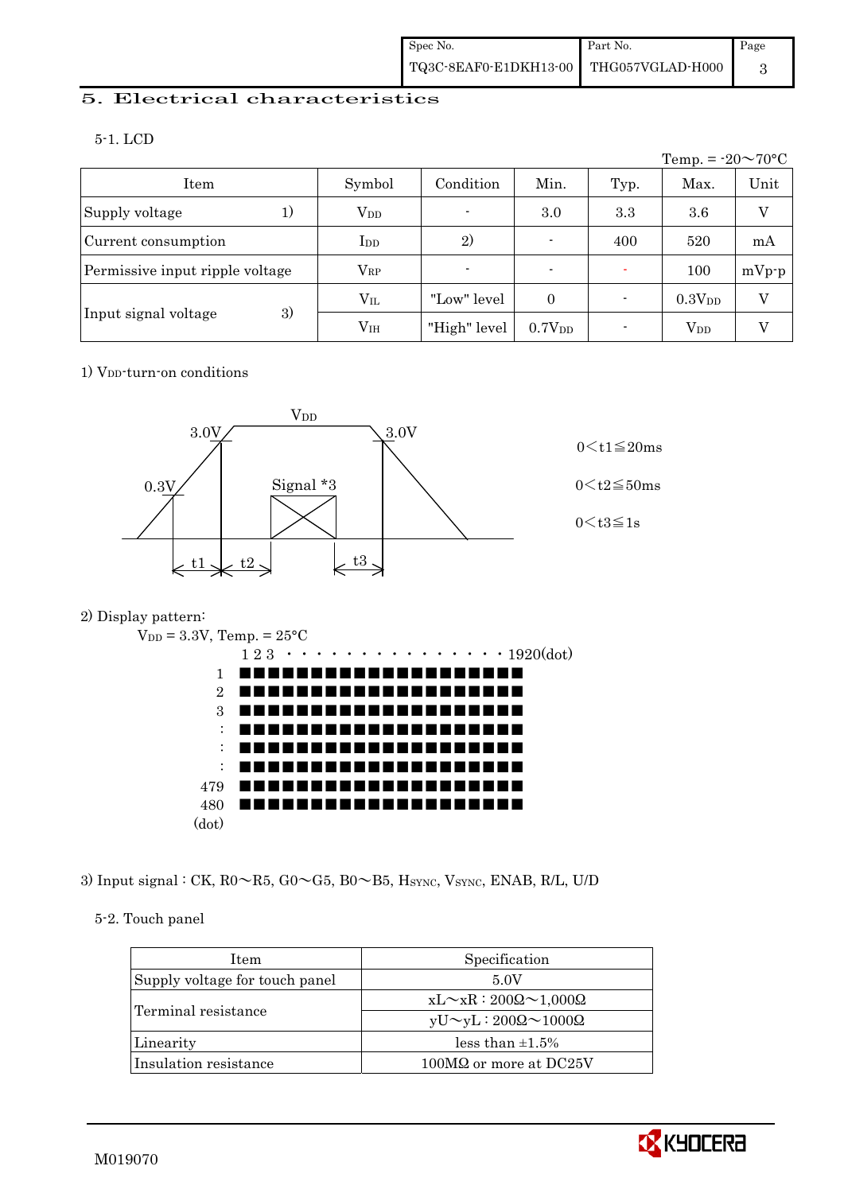## 5. Electrical characteristics

### 5-1. LCD

Temp. = -20～70°C

| Item | | Symbol | Condition | Min. | Typ. | Max. | Unit |
|---|---|---|---|---|---|---|---|
| Supply voltage | 1) | $V_{DD}$ | - | 3.0 | 3.3 | 3.6 | V |
| Current consumption | | $I_{DD}$ | 2) | - | 400 | 520 | mA |
| Permissive input ripple voltage | | $V_{RP}$ | - | - | - | 100 | mVp-p |
| Input signal voltage | 3) | $V_{IL}$ | "Low" level | 0 | - | $0.3V_{DD}$ | V |
| | | $V_{IH}$ | "High" level | $0.7V_{DD}$ | - | $V_{DD}$ | V |

1) $V_{DD}$-turn-on conditions

$V_{DD}$

3.0V 3.0V

0.3V Signal *3

t1 t2 t3

$0 < t1 \leqq 20ms$

$0 < t2 \leqq 50ms$

$0 < t3 \leqq 1s$

2) Display pattern:

$V_{DD}$ = 3.3V, Temp. = 25°C

1 2 3 · · · · · · · · · · · · · · · 1920(dot)

1, 2, 3, :, :, :, 479, 480 (dot)

3) Input signal : CK, R0～R5, G0～G5, B0～B5, $H_{SYNC}$, $V_{SYNC}$, ENAB, R/L, U/D

### 5-2. Touch panel

| Item | Specification |
|---|---|
| Supply voltage for touch panel | 5.0V |
| Terminal resistance | xL～xR : 200Ω～1,000Ω |
| | yU～yL : 200Ω～1000Ω |
| Linearity | less than ±1.5% |
| Insulation resistance | 100MΩ or more at DC25V |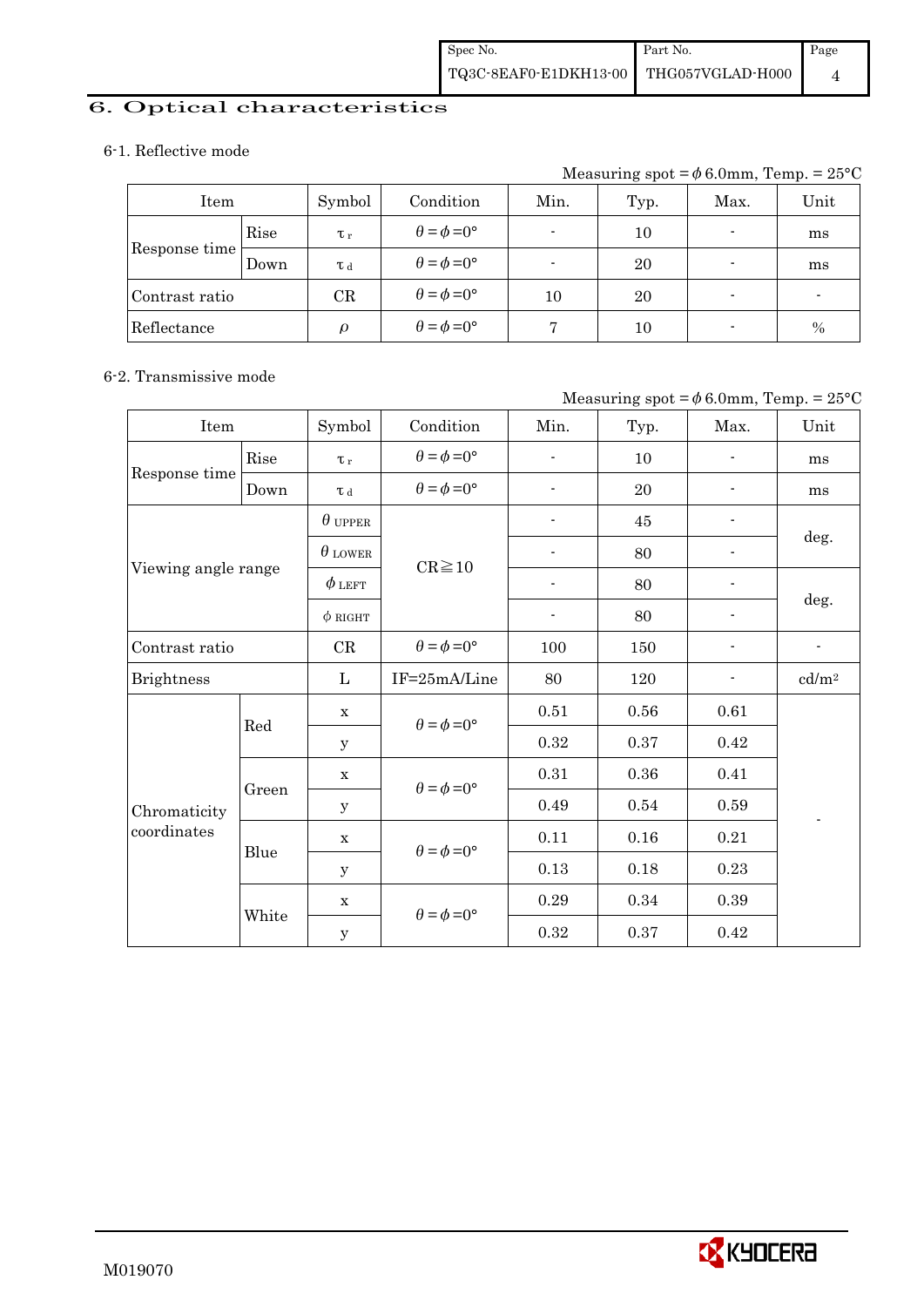## 6. Optical characteristics

### 6-1. Reflective mode

Measuring spot = $\phi$ 6.0mm, Temp. = 25°C

| Item | | Symbol | Condition | Min. | Typ. | Max. | Unit |
|---|---|---|---|---|---|---|---|
| Response time | Rise | $\tau_r$ | $\theta = \phi = 0°$ | - | 10 | - | ms |
| | Down | $\tau_d$ | $\theta = \phi = 0°$ | - | 20 | - | ms |
| Contrast ratio | | CR | $\theta = \phi = 0°$ | 10 | 20 | - | - |
| Reflectance | | $\rho$ | $\theta = \phi = 0°$ | 7 | 10 | - | % |

### 6-2. Transmissive mode

Measuring spot = $\phi$ 6.0mm, Temp. = 25°C

| Item | | Symbol | Condition | Min. | Typ. | Max. | Unit |
|---|---|---|---|---|---|---|---|
| Response time | Rise | $\tau_r$ | $\theta = \phi = 0°$ | - | 10 | - | ms |
| | Down | $\tau_d$ | $\theta = \phi = 0°$ | - | 20 | - | ms |
| Viewing angle range | | $\theta_{UPPER}$ | CR≧10 | - | 45 | - | deg. |
| | | $\theta_{LOWER}$ | | - | 80 | - | |
| | | $\phi_{LEFT}$ | | - | 80 | - | deg. |
| | | $\phi_{RIGHT}$ | | - | 80 | - | |
| Contrast ratio | | CR | $\theta = \phi = 0°$ | 100 | 150 | - | - |
| Brightness | | L | IF=25mA/Line | 80 | 120 | - | cd/m$^2$ |
| Chromaticity coordinates | Red | x | $\theta = \phi = 0°$ | 0.51 | 0.56 | 0.61 | - |
| | | y | | 0.32 | 0.37 | 0.42 | |
| | Green | x | $\theta = \phi = 0°$ | 0.31 | 0.36 | 0.41 | |
| | | y | | 0.49 | 0.54 | 0.59 | |
| | Blue | x | $\theta = \phi = 0°$ | 0.11 | 0.16 | 0.21 | |
| | | y | | 0.13 | 0.18 | 0.23 | |
| | White | x | $\theta = \phi = 0°$ | 0.29 | 0.34 | 0.39 | |
| | | y | | 0.32 | 0.37 | 0.42 | |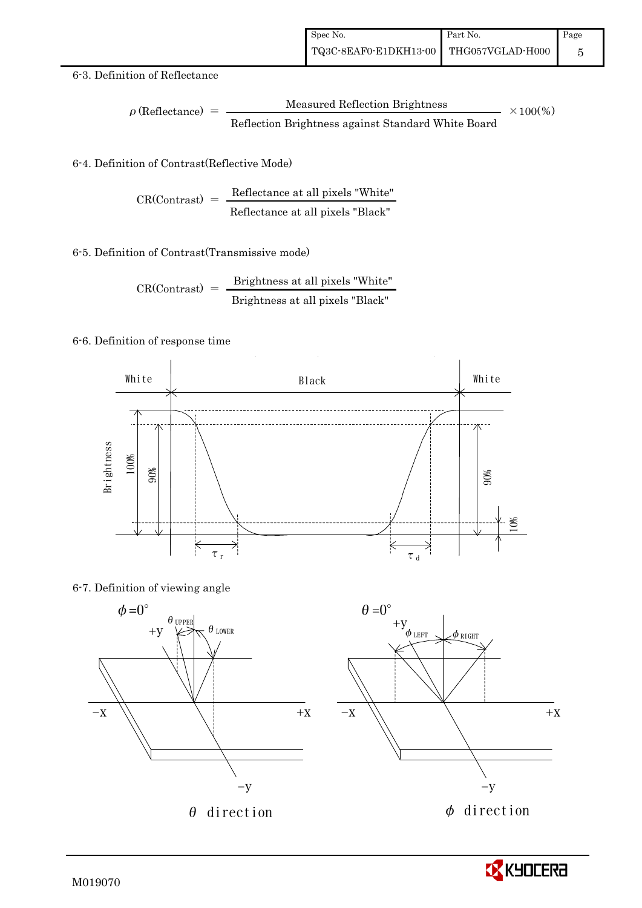6-3. Definition of Reflectance

$$\rho\,(\text{Reflectance}) = \frac{\text{Measured Reflection Brightness}}{\text{Reflection Brightness against Standard White Board}} \times 100(\%)$$

6-4. Definition of Contrast(Reflective Mode)

$$\text{CR(Contrast)} = \frac{\text{Reflectance at all pixels "White"}}{\text{Reflectance at all pixels "Black"}}$$

6-5. Definition of Contrast(Transmissive mode)

$$\text{CR(Contrast)} = \frac{\text{Brightness at all pixels "White"}}{\text{Brightness at all pixels "Black"}}$$

6-6. Definition of response time

White Black White

Brightness 100% 90% 90% 10%

$\tau_r$ $\tau_d$

6-7. Definition of viewing angle

$\phi = 0°$ $\theta_{UPPER}$ $\theta_{LOWER}$ +y −x +x −y

$\theta$ direction

$\theta = 0°$ $\phi_{LEFT}$ $\phi_{RIGHT}$ +y −x +x −y

$\phi$ direction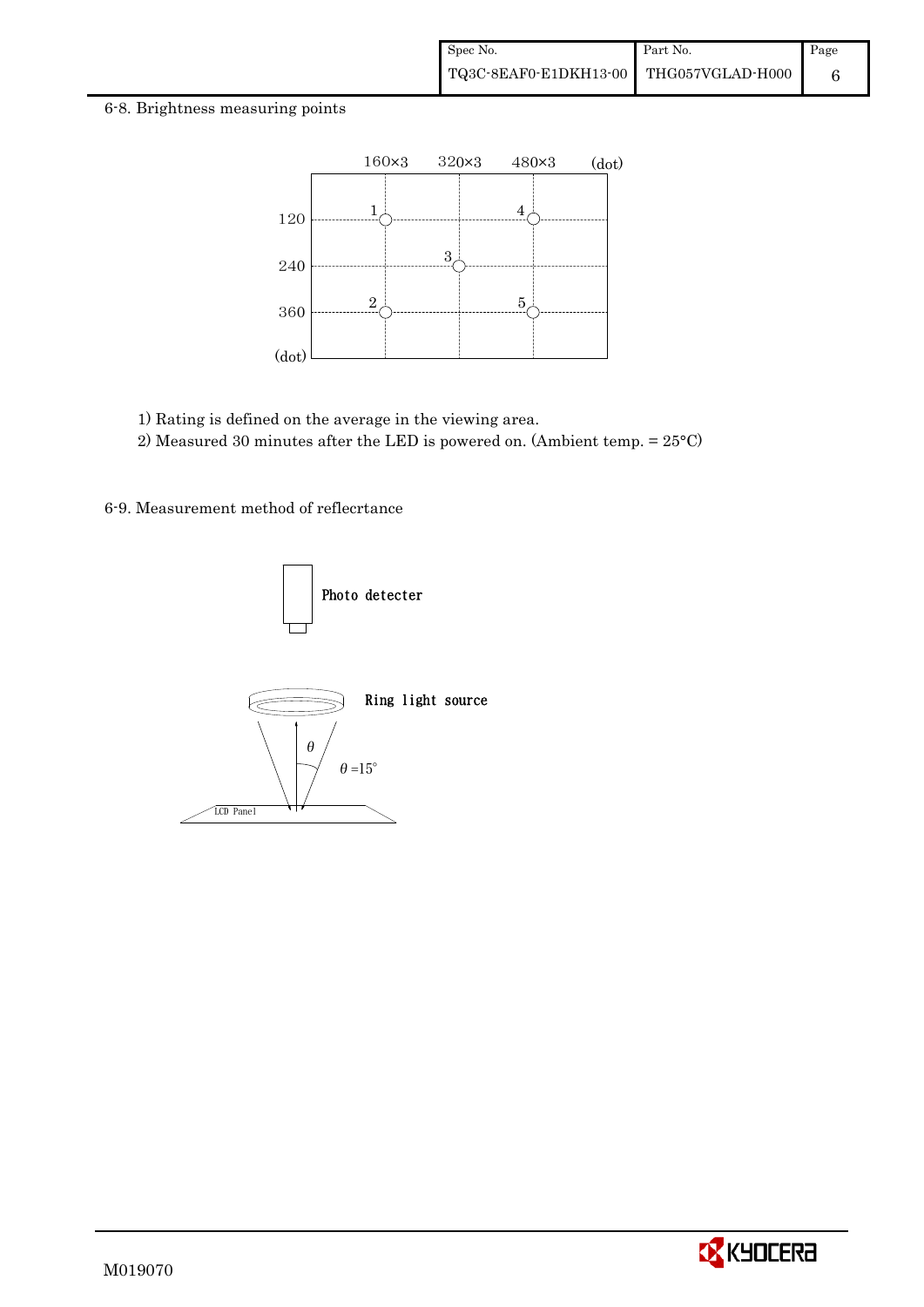6-8. Brightness measuring points

160×3 320×3 480×3 (dot)

120
240
360
(dot)

1) Rating is defined on the average in the viewing area.
2) Measured 30 minutes after the LED is powered on. (Ambient temp. = 25°C)

6-9. Measurement method of reflecrtance

Photo detecter

Ring light source

$\theta$

$\theta$ =15°

LCD Panel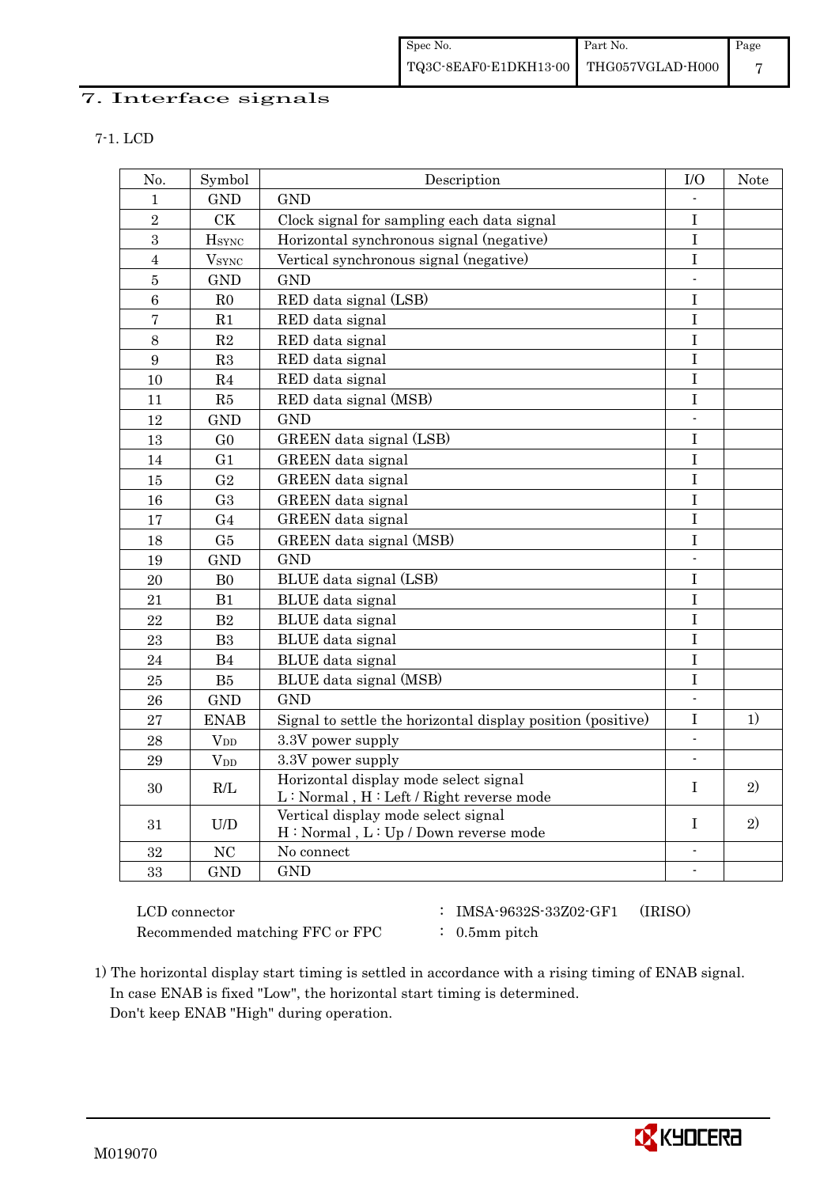# 7. Interface signals

## 7-1. LCD

| No. | Symbol | Description | I/O | Note |
|---|---|---|---|---|
| 1 | GND | GND | - | |
| 2 | CK | Clock signal for sampling each data signal | I | |
| 3 | $H_{SYNC}$ | Horizontal synchronous signal (negative) | I | |
| 4 | $V_{SYNC}$ | Vertical synchronous signal (negative) | I | |
| 5 | GND | GND | - | |
| 6 | R0 | RED data signal (LSB) | I | |
| 7 | R1 | RED data signal | I | |
| 8 | R2 | RED data signal | I | |
| 9 | R3 | RED data signal | I | |
| 10 | R4 | RED data signal | I | |
| 11 | R5 | RED data signal (MSB) | I | |
| 12 | GND | GND | - | |
| 13 | G0 | GREEN data signal (LSB) | I | |
| 14 | G1 | GREEN data signal | I | |
| 15 | G2 | GREEN data signal | I | |
| 16 | G3 | GREEN data signal | I | |
| 17 | G4 | GREEN data signal | I | |
| 18 | G5 | GREEN data signal (MSB) | I | |
| 19 | GND | GND | - | |
| 20 | B0 | BLUE data signal (LSB) | I | |
| 21 | B1 | BLUE data signal | I | |
| 22 | B2 | BLUE data signal | I | |
| 23 | B3 | BLUE data signal | I | |
| 24 | B4 | BLUE data signal | I | |
| 25 | B5 | BLUE data signal (MSB) | I | |
| 26 | GND | GND | - | |
| 27 | ENAB | Signal to settle the horizontal display position (positive) | I | 1) |
| 28 | $V_{DD}$ | 3.3V power supply | - | |
| 29 | $V_{DD}$ | 3.3V power supply | - | |
| 30 | R/L | Horizontal display mode select signal<br>L : Normal , H : Left / Right reverse mode | I | 2) |
| 31 | U/D | Vertical display mode select signal<br>H : Normal , L : Up / Down reverse mode | I | 2) |
| 32 | NC | No connect | - | |
| 33 | GND | GND | - | |

LCD connector : IMSA-9632S-33Z02-GF1 (IRISO)

Recommended matching FFC or FPC : 0.5mm pitch

1) The horizontal display start timing is settled in accordance with a rising timing of ENAB signal.
In case ENAB is fixed "Low", the horizontal start timing is determined.
Don't keep ENAB "High" during operation.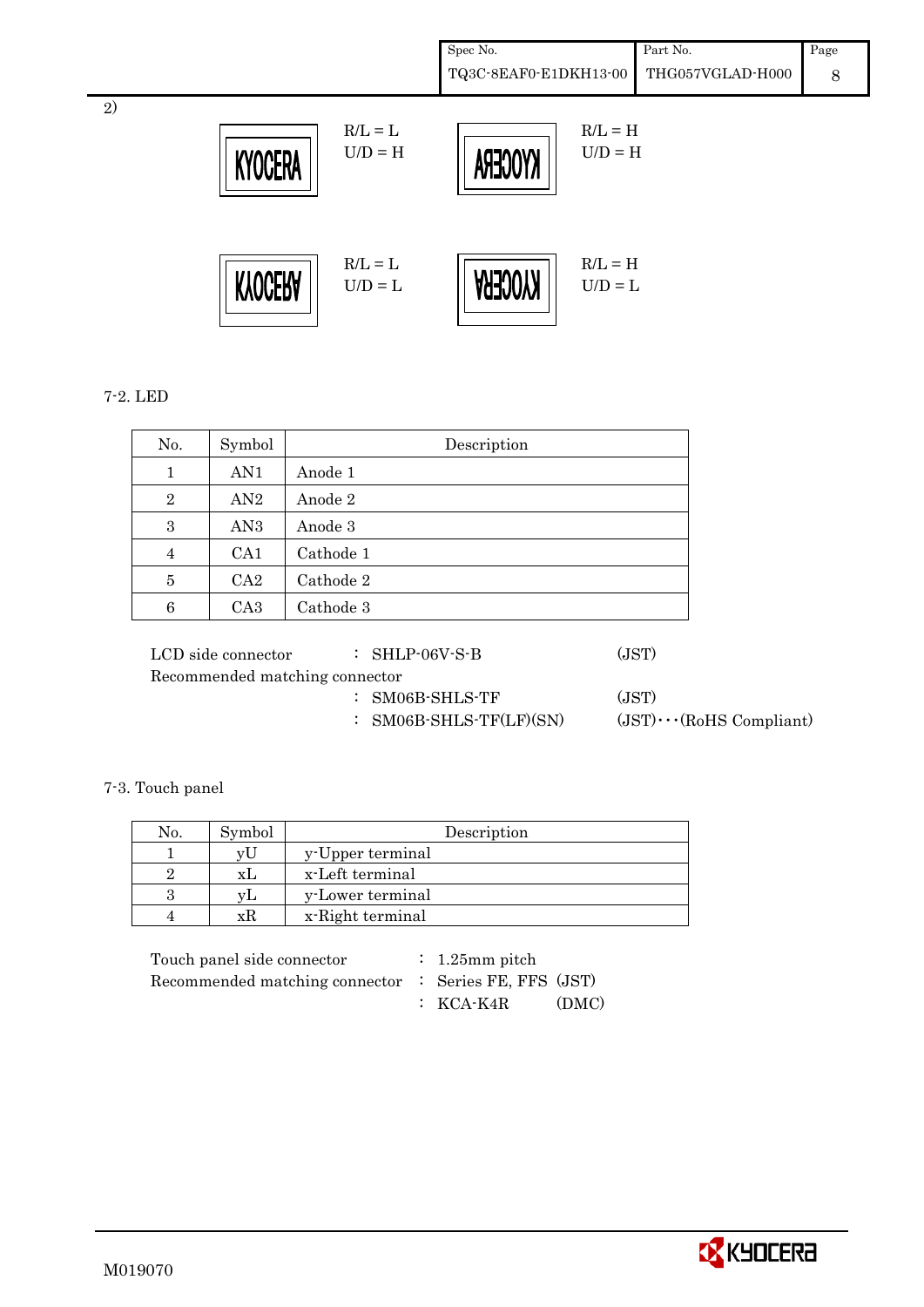2)

KYOCERA — R/L = L, U/D = H

KYOCERA (mirrored) — R/L = H, U/D = H

KYOCERA (flipped) — R/L = L, U/D = L

KYOCERA (rotated) — R/L = H, U/D = L

7-2. LED

| No. | Symbol | Description |
|---|---|---|
| 1 | AN1 | Anode 1 |
| 2 | AN2 | Anode 2 |
| 3 | AN3 | Anode 3 |
| 4 | CA1 | Cathode 1 |
| 5 | CA2 | Cathode 2 |
| 6 | CA3 | Cathode 3 |

LCD side connector : SHLP-06V-S-B (JST)

Recommended matching connector

: SM06B-SHLS-TF (JST)

: SM06B-SHLS-TF(LF)(SN) (JST)･･･(RoHS Compliant)

7-3. Touch panel

| No. | Symbol | Description |
|---|---|---|
| 1 | yU | y-Upper terminal |
| 2 | xL | x-Left terminal |
| 3 | yL | y-Lower terminal |
| 4 | xR | x-Right terminal |

Touch panel side connector : 1.25mm pitch

Recommended matching connector : Series FE, FFS (JST)

: KCA-K4R (DMC)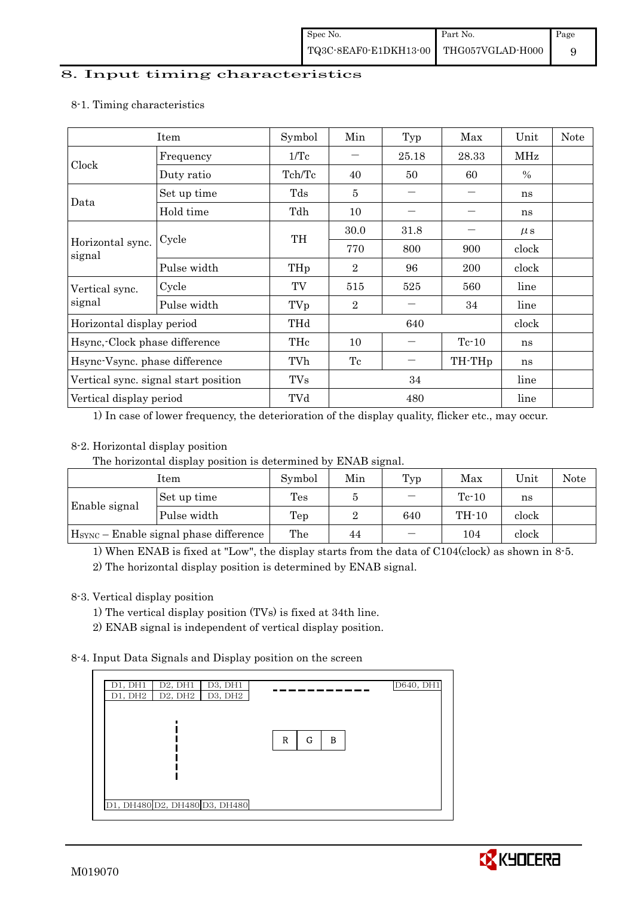# 8. Input timing characteristics

8-1. Timing characteristics

| Item | | Symbol | Min | Typ | Max | Unit | Note |
|---|---|---|---|---|---|---|---|
| Clock | Frequency | 1/Tc | － | 25.18 | 28.33 | MHz | |
| | Duty ratio | Tch/Tc | 40 | 50 | 60 | % | |
| Data | Set up time | Tds | 5 | － | － | ns | |
| | Hold time | Tdh | 10 | － | － | ns | |
| Horizontal sync. signal | Cycle | TH | 30.0 | 31.8 | － | μs | |
| | | | 770 | 800 | 900 | clock | |
| | Pulse width | THp | 2 | 96 | 200 | clock | |
| Vertical sync. signal | Cycle | TV | 515 | 525 | 560 | line | |
| | Pulse width | TVp | 2 | － | 34 | line | |
| Horizontal display period | | THd | | 640 | | clock | |
| Hsync,-Clock phase difference | | THc | 10 | － | Tc-10 | ns | |
| Hsync-Vsync. phase difference | | TVh | Tc | － | TH-THp | ns | |
| Vertical sync. signal start position | | TVs | | 34 | | line | |
| Vertical display period | | TVd | | 480 | | line | |

1) In case of lower frequency, the deterioration of the display quality, flicker etc., may occur.

8-2. Horizontal display position

The horizontal display position is determined by ENAB signal.

| Item | | Symbol | Min | Typ | Max | Unit | Note |
|---|---|---|---|---|---|---|---|
| Enable signal | Set up time | Tes | 5 | － | Tc-10 | ns | |
| | Pulse width | Tep | 2 | 640 | TH-10 | clock | |
| $H_{SYNC}$ – Enable signal phase difference | | The | 44 | － | 104 | clock | |

1) When ENAB is fixed at "Low", the display starts from the data of C104(clock) as shown in 8-5.

2) The horizontal display position is determined by ENAB signal.

8-3. Vertical display position

1) The vertical display position (TVs) is fixed at 34th line.

2) ENAB signal is independent of vertical display position.

8-4. Input Data Signals and Display position on the screen

| D1, DH1 | D2, DH1 | D3, DH1 | ------ | D640, DH1 |
|---|---|---|---|---|
| D1, DH2 | D2, DH2 | D3, DH2 | | |
| ⋮ | | R G B | | |
| D1, DH480 | D2, DH480 | D3, DH480 | | |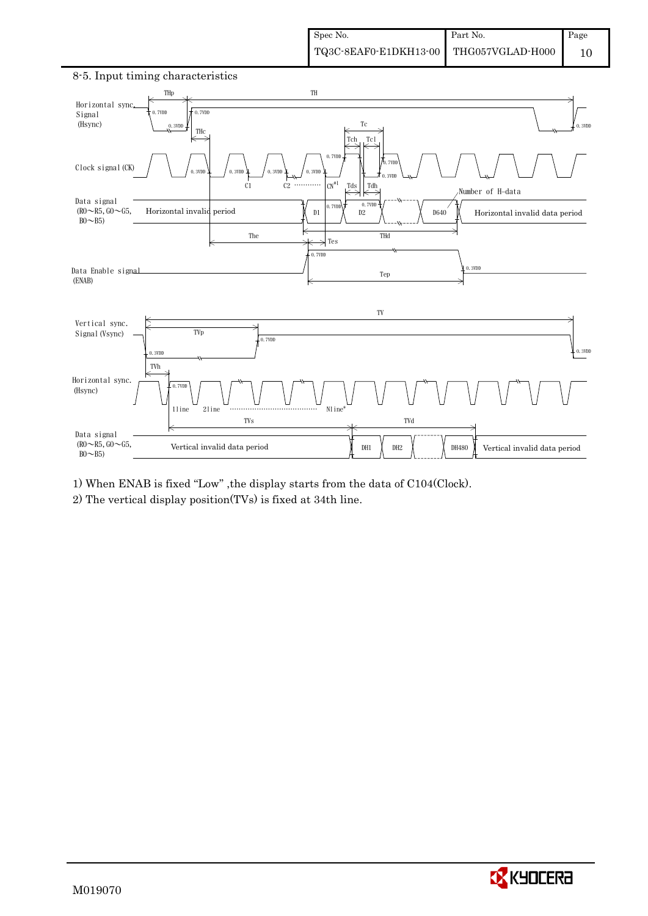## 8-5. Input timing characteristics

1) When ENAB is fixed "Low" ,the display starts from the data of C104(Clock).

2) The vertical display position(TVs) is fixed at 34th line.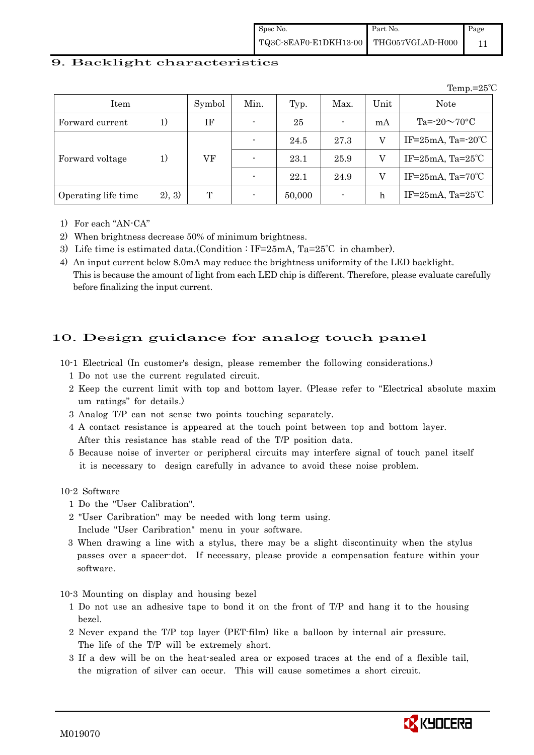## 9. Backlight characteristics

Temp.=25℃

| Item | | Symbol | Min. | Typ. | Max. | Unit | Note |
|---|---|---|---|---|---|---|---|
| Forward current | 1) | IF | - | 25 | - | mA | Ta=-20～70°C |
| Forward voltage | 1) | VF | - | 24.5 | 27.3 | V | IF=25mA, Ta=-20℃ |
| | | | - | 23.1 | 25.9 | V | IF=25mA, Ta=25℃ |
| | | | - | 22.1 | 24.9 | V | IF=25mA, Ta=70℃ |
| Operating life time | 2), 3) | T | - | 50,000 | - | h | IF=25mA, Ta=25℃ |

1) For each "AN-CA"
2) When brightness decrease 50% of minimum brightness.
3) Life time is estimated data.(Condition : IF=25mA, Ta=25℃ in chamber).
4) An input current below 8.0mA may reduce the brightness uniformity of the LED backlight. This is because the amount of light from each LED chip is different. Therefore, please evaluate carefully before finalizing the input current.

## 10. Design guidance for analog touch panel

10-1 Electrical (In customer's design, please remember the following considerations.)

1 Do not use the current regulated circuit.
2 Keep the current limit with top and bottom layer. (Please refer to "Electrical absolute maxim um ratings" for details.)
3 Analog T/P can not sense two points touching separately.
4 A contact resistance is appeared at the touch point between top and bottom layer. After this resistance has stable read of the T/P position data.
5 Because noise of inverter or peripheral circuits may interfere signal of touch panel itself it is necessary to design carefully in advance to avoid these noise problem.

10-2 Software

1 Do the "User Calibration".
2 "User Caribration" may be needed with long term using. Include "User Caribration" menu in your software.
3 When drawing a line with a stylus, there may be a slight discontinuity when the stylus passes over a spacer-dot. If necessary, please provide a compensation feature within your software.

10-3 Mounting on display and housing bezel

1 Do not use an adhesive tape to bond it on the front of T/P and hang it to the housing bezel.
2 Never expand the T/P top layer (PET-film) like a balloon by internal air pressure. The life of the T/P will be extremely short.
3 If a dew will be on the heat-sealed area or exposed traces at the end of a flexible tail, the migration of silver can occur. This will cause sometimes a short circuit.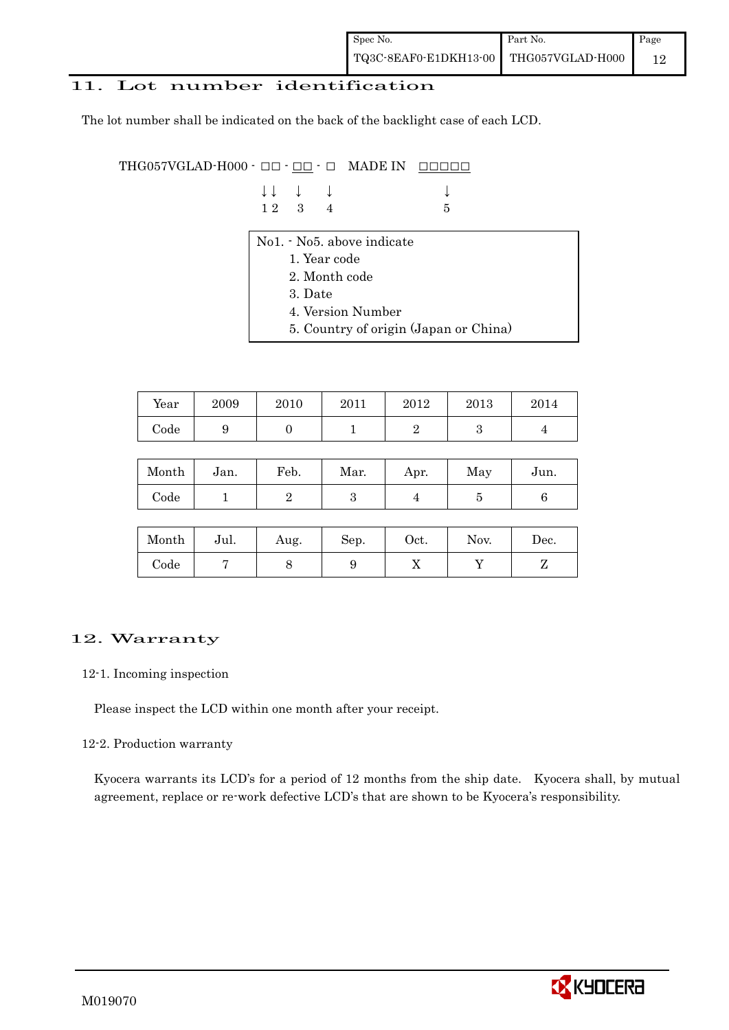## 11. Lot number identification

The lot number shall be indicated on the back of the backlight case of each LCD.

```
THG057VGLAD-H000 - □□ - □□ - □   MADE IN  □□□□□
                   ↓↓   ↓    ↓             ↓
                   1 2  3    4             5
```

No1. - No5. above indicate
1. Year code
2. Month code
3. Date
4. Version Number
5. Country of origin (Japan or China)

| Year | 2009 | 2010 | 2011 | 2012 | 2013 | 2014 |
|---|---|---|---|---|---|---|
| Code | 9 | 0 | 1 | 2 | 3 | 4 |

| Month | Jan. | Feb. | Mar. | Apr. | May | Jun. |
|---|---|---|---|---|---|---|
| Code | 1 | 2 | 3 | 4 | 5 | 6 |

| Month | Jul. | Aug. | Sep. | Oct. | Nov. | Dec. |
|---|---|---|---|---|---|---|
| Code | 7 | 8 | 9 | X | Y | Z |

## 12. Warranty

### 12-1. Incoming inspection

Please inspect the LCD within one month after your receipt.

### 12-2. Production warranty

Kyocera warrants its LCD's for a period of 12 months from the ship date. Kyocera shall, by mutual agreement, replace or re-work defective LCD's that are shown to be Kyocera's responsibility.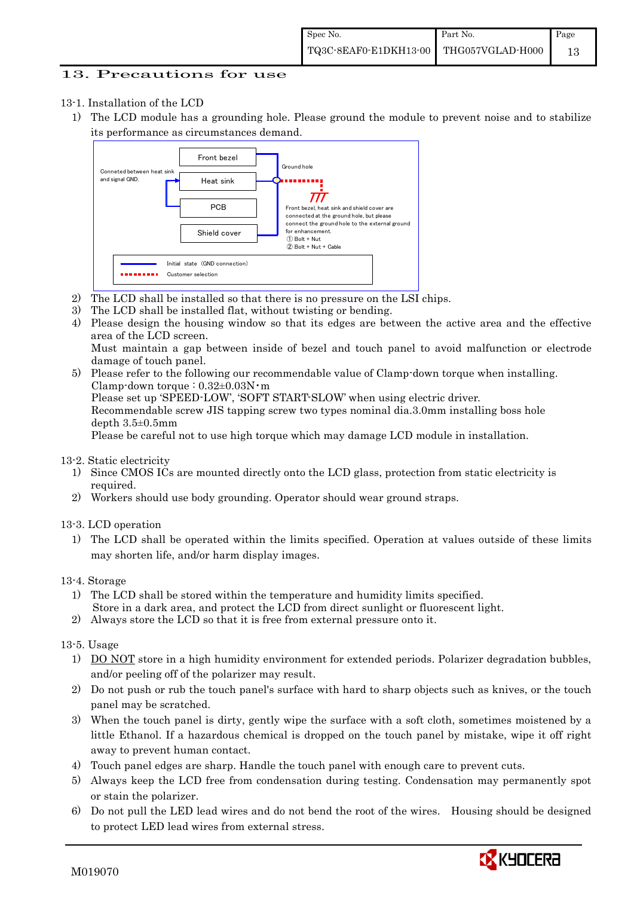## 13. Precautions for use

13-1. Installation of the LCD

1) The LCD module has a grounding hole. Please ground the module to prevent noise and to stabilize its performance as circumstances demand.

Front bezel

Heat sink

PCB

Shield cover

Conneted between heat sink and signal GND.

Ground hole

Front bezel, heat sink and shield cover are connected at the ground hole, but please connect the ground hole to the external ground for enhancement.
① Bolt + Nut
② Bolt + Nut + Cable

Initial state (GND connection)
Customer selection

2) The LCD shall be installed so that there is no pressure on the LSI chips.
3) The LCD shall be installed flat, without twisting or bending.
4) Please design the housing window so that its edges are between the active area and the effective area of the LCD screen.
   Must maintain a gap between inside of bezel and touch panel to avoid malfunction or electrode damage of touch panel.
5) Please refer to the following our recommendable value of Clamp-down torque when installing.
   Clamp-down torque : 0.32±0.03N・m
   Please set up 'SPEED-LOW', 'SOFT START-SLOW' when using electric driver.
   Recommendable screw JIS tapping screw two types nominal dia.3.0mm installing boss hole depth 3.5±0.5mm
   Please be careful not to use high torque which may damage LCD module in installation.

13-2. Static electricity

1) Since CMOS ICs are mounted directly onto the LCD glass, protection from static electricity is required.
2) Workers should use body grounding. Operator should wear ground straps.

13-3. LCD operation

1) The LCD shall be operated within the limits specified. Operation at values outside of these limits may shorten life, and/or harm display images.

13-4. Storage

1) The LCD shall be stored within the temperature and humidity limits specified.
   Store in a dark area, and protect the LCD from direct sunlight or fluorescent light.
2) Always store the LCD so that it is free from external pressure onto it.

13-5. Usage

1) DO NOT store in a high humidity environment for extended periods. Polarizer degradation bubbles, and/or peeling off of the polarizer may result.
2) Do not push or rub the touch panel's surface with hard to sharp objects such as knives, or the touch panel may be scratched.
3) When the touch panel is dirty, gently wipe the surface with a soft cloth, sometimes moistened by a little Ethanol. If a hazardous chemical is dropped on the touch panel by mistake, wipe it off right away to prevent human contact.
4) Touch panel edges are sharp. Handle the touch panel with enough care to prevent cuts.
5) Always keep the LCD free from condensation during testing. Condensation may permanently spot or stain the polarizer.
6) Do not pull the LED lead wires and do not bend the root of the wires. Housing should be designed to protect LED lead wires from external stress.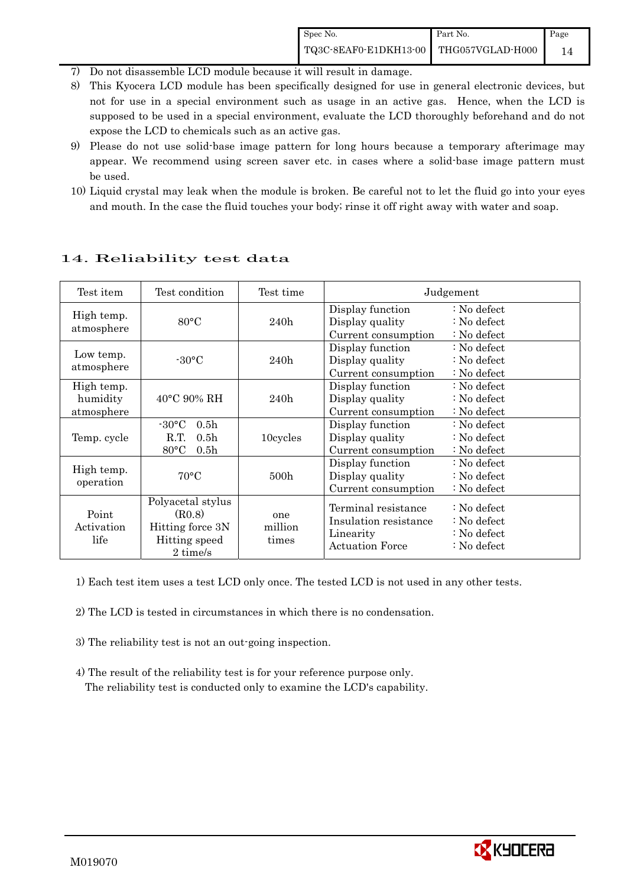7) Do not disassemble LCD module because it will result in damage.
8) This Kyocera LCD module has been specifically designed for use in general electronic devices, but not for use in a special environment such as usage in an active gas. Hence, when the LCD is supposed to be used in a special environment, evaluate the LCD thoroughly beforehand and do not expose the LCD to chemicals such as an active gas.
9) Please do not use solid-base image pattern for long hours because a temporary afterimage may appear. We recommend using screen saver etc. in cases where a solid-base image pattern must be used.
10) Liquid crystal may leak when the module is broken. Be careful not to let the fluid go into your eyes and mouth. In the case the fluid touches your body; rinse it off right away with water and soap.

## 14. Reliability test data

| Test item | Test condition | Test time | Judgement |
|---|---|---|---|
| High temp. atmosphere | 80°C | 240h | Display function : No defect<br>Display quality : No defect<br>Current consumption : No defect |
| Low temp. atmosphere | -30°C | 240h | Display function : No defect<br>Display quality : No defect<br>Current consumption : No defect |
| High temp. humidity atmosphere | 40°C 90% RH | 240h | Display function : No defect<br>Display quality : No defect<br>Current consumption : No defect |
| Temp. cycle | -30°C 0.5h<br>R.T. 0.5h<br>80°C 0.5h | 10cycles | Display function : No defect<br>Display quality : No defect<br>Current consumption : No defect |
| High temp. operation | 70°C | 500h | Display function : No defect<br>Display quality : No defect<br>Current consumption : No defect |
| Point Activation life | Polyacetal stylus (R0.8)<br>Hitting force 3N<br>Hitting speed 2 time/s | one million times | Terminal resistance : No defect<br>Insulation resistance : No defect<br>Linearity : No defect<br>Actuation Force : No defect |

1) Each test item uses a test LCD only once. The tested LCD is not used in any other tests.

2) The LCD is tested in circumstances in which there is no condensation.

3) The reliability test is not an out-going inspection.

4) The result of the reliability test is for your reference purpose only.
The reliability test is conducted only to examine the LCD's capability.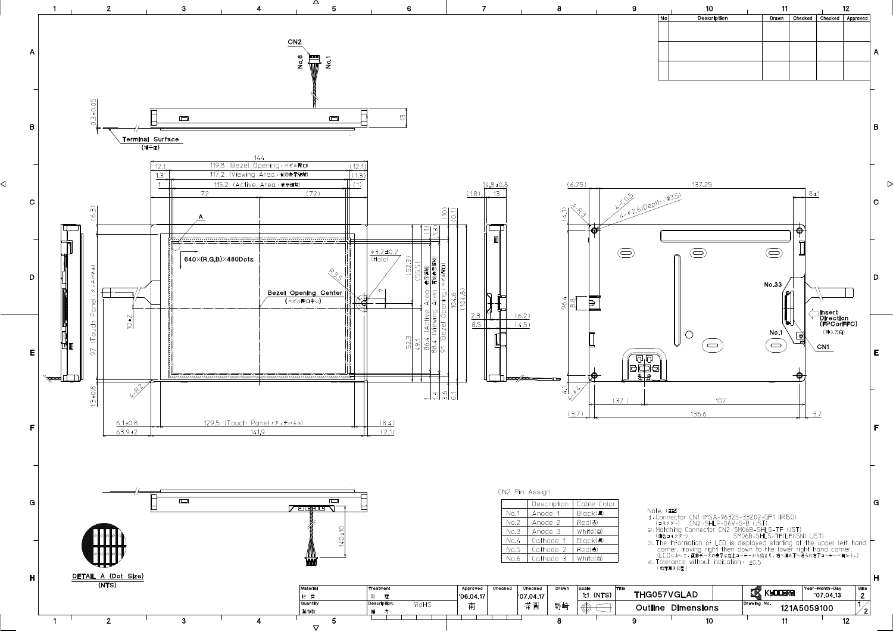| No | Description | Drawn | Checked | Checked | Approved |
|---|---|---|---|---|---|
| | | | | | |
| | | | | | |

CN2

Terminal Surface (端子面)

DETAIL A (Dot Size) (NTS)

CN2 Pin Assign

| | Description | Cable Color |
|---|---|---|
| No.1 | Anode 1 | Black(黒) |
| No.2 | Anode 2 | Red(赤) |
| No.3 | Anode 3 | White(白) |
| No.4 | Cathode 1 | Black(黒) |
| No.5 | Cathode 2 | Red(赤) |
| No.6 | Cathode 3 | White(白) |

Note. (注記)

1. Connector CN1:IMSA-9632S-33Z02-GF1 (IRISO)
   (コネクター) CN2:SHLP-06V-S-B (JST)
2. Matching Connector CN2:SM06B-SHLS-TF (JST)
   (適合コネクター) SM06B-SHLS-TF(LF)(SN) (JST)
3. The information of LCD is displayed starting at the upper left hand corner, moving right then down to the lower right hand corner.
   (LCDにおいて、画像データの表示は左上コーナーから始まり、右へ進み下へ進み右下コーナーへ向かう。)
4. Tolerance without indication : ±0.5
   (指示無き公差)

| Material 材質 | Treatment 処理 | Approved | Checked | Checked | Drawn | Scale | Title | | Year-Month-Day | Size |
|---|---|---|---|---|---|---|---|---|---|---|
| | | '06.04.17 | | '07.04.17 | | 1:1 (NTS) | THG057VGLAD | KYOCERA | '07.04.13 | 2 |
| Quantity 数量 | Description; 備考 RoHS | 南 | | 茶園 | 野崎 | | Outline Dimensions | Drawing No. 121A5059100 | | 1/2 |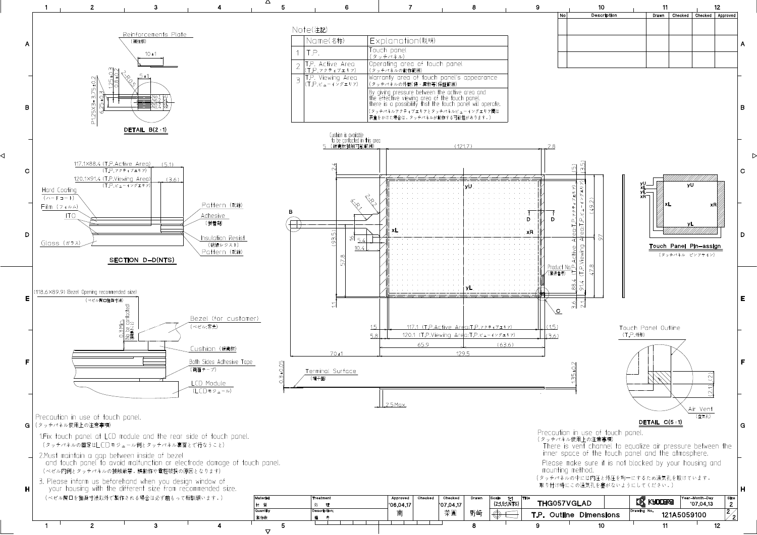## Note(注記)

| | Name(名称) | Explanation(説明) |
|---|---|---|
| 1 | T.P. | Touch panel (タッチパネル) |
| 2 | T.P. Active Area (T.P.アクティブエリア) | Operating area of touch panel (タッチパネルの動作範囲) |
| 3 | T.P. Viewing Area (T.P.ビューイングエリア) | Warranty area of touch panel's appearance (タッチパネルの外観(傷・異物等)保証範囲) |
| | | By giving pressure between the active area and the effective viewing area of the touch panel, there is a possibility that the touch panel will operate. (タッチパネルアクティブエリアとタッチパネルビューイングエリア間は荷重をかけた場合は、タッチパネルが動作する可能性があります。) |

| No | Description | Drawn | Checked | Checked | Approved |
|---|---|---|---|---|---|
| | | | | | |
| | | | | | |
| | | | | | |

Reinforcements Plate (補強板)

DETAIL B(2:1)

117.1×88.4 (T.P.Active Area) (T.P.アクティブエリア)

120.1×91.4 (T.P.Viewing Area) (T.P.ビューイングエリア)

Hard Coating (ハードコート)

Film (フィルム)

ITO

Glass (ガラス)

Pattern (配線)

Adhesive (接着剤)

Insulation Resist (絶縁レジスト)

Pattern (配線)

SECTION D-D(NTS)

Cushion is available to be contacted in this area (緩衝材接触可能範囲)

Product No. (製造番号)

(118.6×89.9) (Bezel Opening recommended size) (ベゼル開口推奨寸法)

Bezel (for customer) (ベゼル客先)

Cushion (緩衝材)

Both Sides Adhesive Tape (両面テープ)

LCD Module (LCDモジュール)

Terminal Surface (端子面)

Touch Panel Pin-assign (タッチパネル ピンアサイン)

Touch Panel Outline (T.P.外形)

Air Vent (空気孔)

DETAIL C(5:1)

Precaution in use of touch panel.
(タッチパネル使用上の注意事項)

1. Fix touch panel at LCD module and the rear side of touch panel.
(タッチパネルの固定はLCDモジュール側とタッチパネル裏面とで行なうこと)

2. Must maintain a gap between inside of bezel and touch panel to avoid malfunction or electrode damage of touch panel.
(ベゼル内側とタッチパネルの接触厳禁、誤動作や電極破損の原因となります)

3. Please inform us beforehand when you design window of your housing with the different size from recommended size.
(ベゼル開口を推奨寸法以外で製作される場合は必ず前もって相談願います。)

Precaution in use of touch panel.
(タッチパネル使用上の注意事項)

There is vent channel to equalize air pressure between the inner space of the touch panel and the atmosphere.

Please make sure it is not blocked by your housing and mounting method.

(タッチパネルの中には内圧と外圧を均一にするため通気孔を設けています。取り付け時にこの通気孔を塞がないようにしてください。)

| Material 材質 | Treatment 処理 | Approved | Checked | Checked | Drawn | Scale 1:1 (2:1,5:1,NTS) | Title THG057VGLAD | KYOCERA | Year-Month-Day '07.04.13 | Size 2 |
|---|---|---|---|---|---|---|---|---|---|---|
| Quantity 数量 | Description 備考 | '06.04.17 南 | | '07.04.17 茶圓 | 野崎 | | T.P. Outline Dimensions | Drawing No. 121A5059100 | | 2/2 |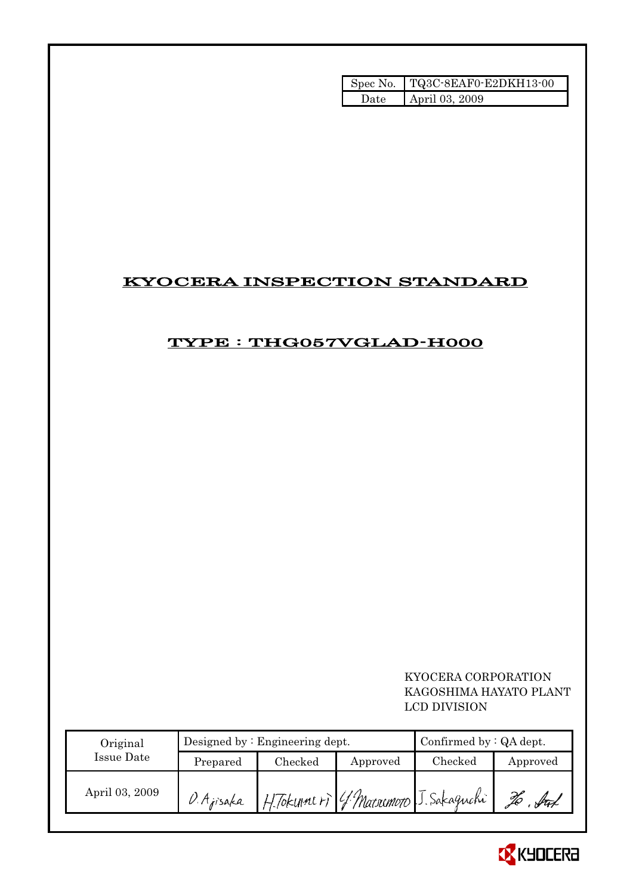| Spec No. | TQ3C-8EAF0-E2DKH13-00 |
|---|---|
| Date | April 03, 2009 |

# KYOCERA INSPECTION STANDARD

## TYPE : THG057VGLAD-H000

KYOCERA CORPORATION
KAGOSHIMA HAYATO PLANT
LCD DIVISION

| Original Issue Date | Designed by : Engineering dept. | | | Confirmed by : QA dept. | |
|---|---|---|---|---|---|
| | Prepared | Checked | Approved | Checked | Approved |
| April 03, 2009 | O. Ajisaka | H. Tokunori | Y. Matsumoto | J. Sakaguchi | |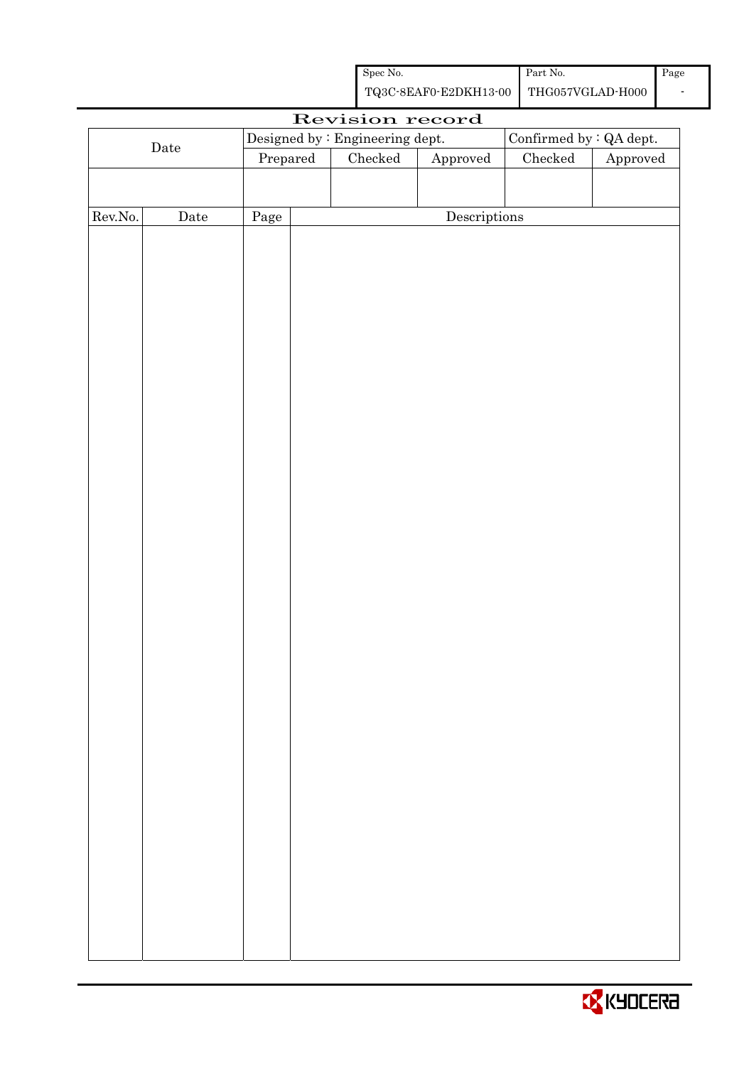| Spec No. | Part No. | Page |
| --- | --- | --- |
| TQ3C-8EAF0-E2DKH13-00 | THG057VGLAD-H000 | - |

# Revision record

| Date | Designed by : Engineering dept. | | | Confirmed by : QA dept. | |
| --- | --- | --- | --- | --- | --- |
| | Prepared | Checked | Approved | Checked | Approved |
| | | | | | |

| Rev.No. | Date | Page | Descriptions |
| --- | --- | --- | --- |
| | | | |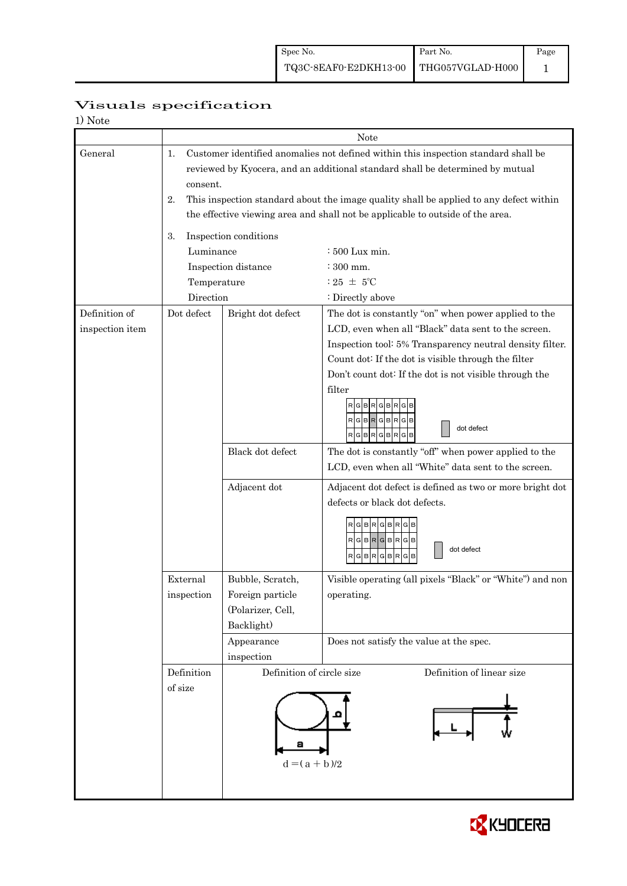# Visuals specification

1) Note

| | | | Note |
|---|---|---|---|
| General | 1. Customer identified anomalies not defined within this inspection standard shall be reviewed by Kyocera, and an additional standard shall be determined by mutual consent.<br>2. This inspection standard about the image quality shall be applied to any defect within the effective viewing area and shall not be applicable to outside of the area.<br>3. Inspection conditions<br>Luminance : 500 Lux min.<br>Inspection distance : 300 mm.<br>Temperature : 25 ± 5℃<br>Direction : Directly above | | |
| Definition of inspection item | Dot defect | Bright dot defect | The dot is constantly "on" when power applied to the LCD, even when all "Black" data sent to the screen.<br>Inspection tool: 5% Transparency neutral density filter.<br>Count dot: If the dot is visible through the filter<br>Don't count dot: If the dot is not visible through the filter<br>RGBRGBRGB / RGBRGBRGB / RGBRGBRGB — dot defect |
| | | Black dot defect | The dot is constantly "off" when power applied to the LCD, even when all "White" data sent to the screen. |
| | | Adjacent dot | Adjacent dot defect is defined as two or more bright dot defects or black dot defects.<br>RGBRGBRGB / RGBRGBRGB / RGBRGBRGB — dot defect |
| | External inspection | Bubble, Scratch, Foreign particle (Polarizer, Cell, Backlight) | Visible operating (all pixels "Black" or "White") and non operating. |
| | | Appearance inspection | Does not satisfy the value at the spec. |
| | Definition of size | Definition of circle size<br>a, b<br>$d = (a + b)/2$ | Definition of linear size<br>L, W |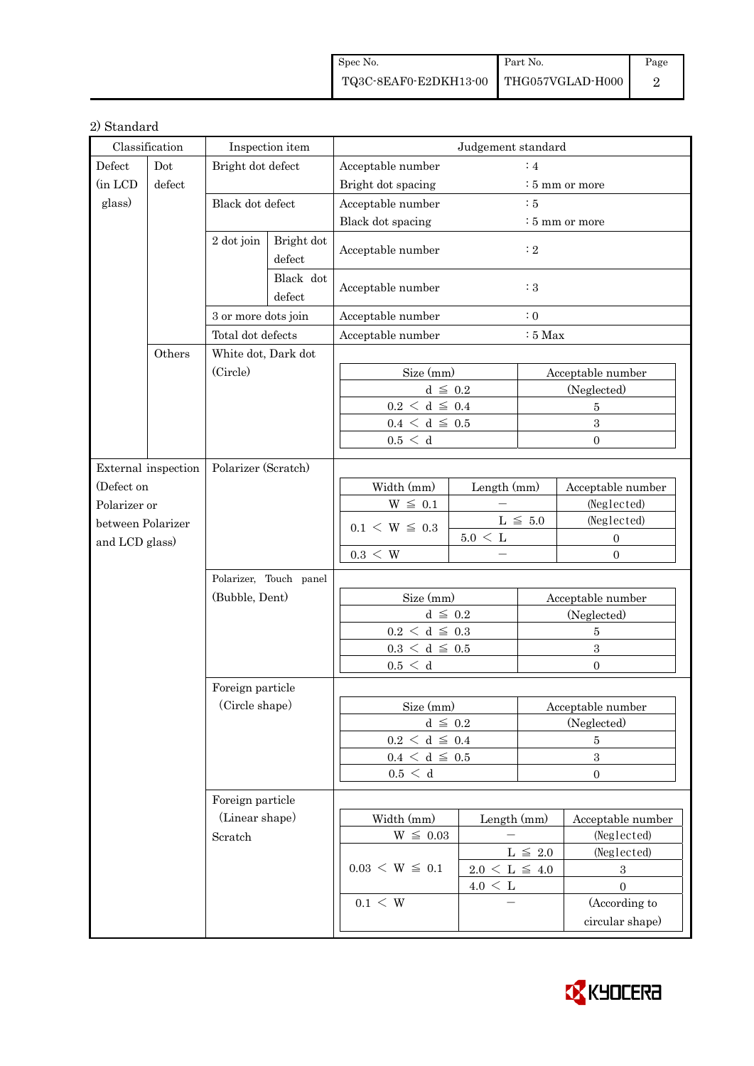2) Standard

| Classification | | Inspection item | | Judgement standard |
|---|---|---|---|---|
| Defect (in LCD glass) | Dot defect | Bright dot defect | | Acceptable number : 4<br>Bright dot spacing : 5 mm or more |
| | | Black dot defect | | Acceptable number : 5<br>Black dot spacing : 5 mm or more |
| | | 2 dot join | Bright dot defect | Acceptable number : 2 |
| | | | Black dot defect | Acceptable number : 3 |
| | | 3 or more dots join | | Acceptable number : 0 |
| | | Total dot defects | | Acceptable number : 5 Max |
| | Others | White dot, Dark dot (Circle) | | See table A |
| External inspection (Defect on Polarizer or between Polarizer and LCD glass) | | Polarizer (Scratch) | | See table B |
| | | Polarizer, Touch panel (Bubble, Dent) | | See table C |
| | | Foreign particle (Circle shape) | | See table D |
| | | Foreign particle (Linear shape) Scratch | | See table E |

Table A: White dot, Dark dot (Circle)

| Size (mm) | Acceptable number |
|---|---|
| $d \leqq 0.2$ | (Neglected) |
| $0.2 < d \leqq 0.4$ | 5 |
| $0.4 < d \leqq 0.5$ | 3 |
| $0.5 < d$ | 0 |

Table B: Polarizer (Scratch)

| Width (mm) | Length (mm) | Acceptable number |
|---|---|---|
| $W \leqq 0.1$ | − | (Neglected) |
| $0.1 < W \leqq 0.3$ | $L \leqq 5.0$ | (Neglected) |
| | $5.0 < L$ | 0 |
| $0.3 < W$ | − | 0 |

Table C: Polarizer, Touch panel (Bubble, Dent)

| Size (mm) | Acceptable number |
|---|---|
| $d \leqq 0.2$ | (Neglected) |
| $0.2 < d \leqq 0.3$ | 5 |
| $0.3 < d \leqq 0.5$ | 3 |
| $0.5 < d$ | 0 |

Table D: Foreign particle (Circle shape)

| Size (mm) | Acceptable number |
|---|---|
| $d \leqq 0.2$ | (Neglected) |
| $0.2 < d \leqq 0.4$ | 5 |
| $0.4 < d \leqq 0.5$ | 3 |
| $0.5 < d$ | 0 |

Table E: Foreign particle (Linear shape), Scratch

| Width (mm) | Length (mm) | Acceptable number |
|---|---|---|
| $W \leqq 0.03$ | − | (Neglected) |
| $0.03 < W \leqq 0.1$ | $L \leqq 2.0$ | (Neglected) |
| | $2.0 < L \leqq 4.0$ | 3 |
| | $4.0 < L$ | 0 |
| $0.1 < W$ | − | (According to circular shape) |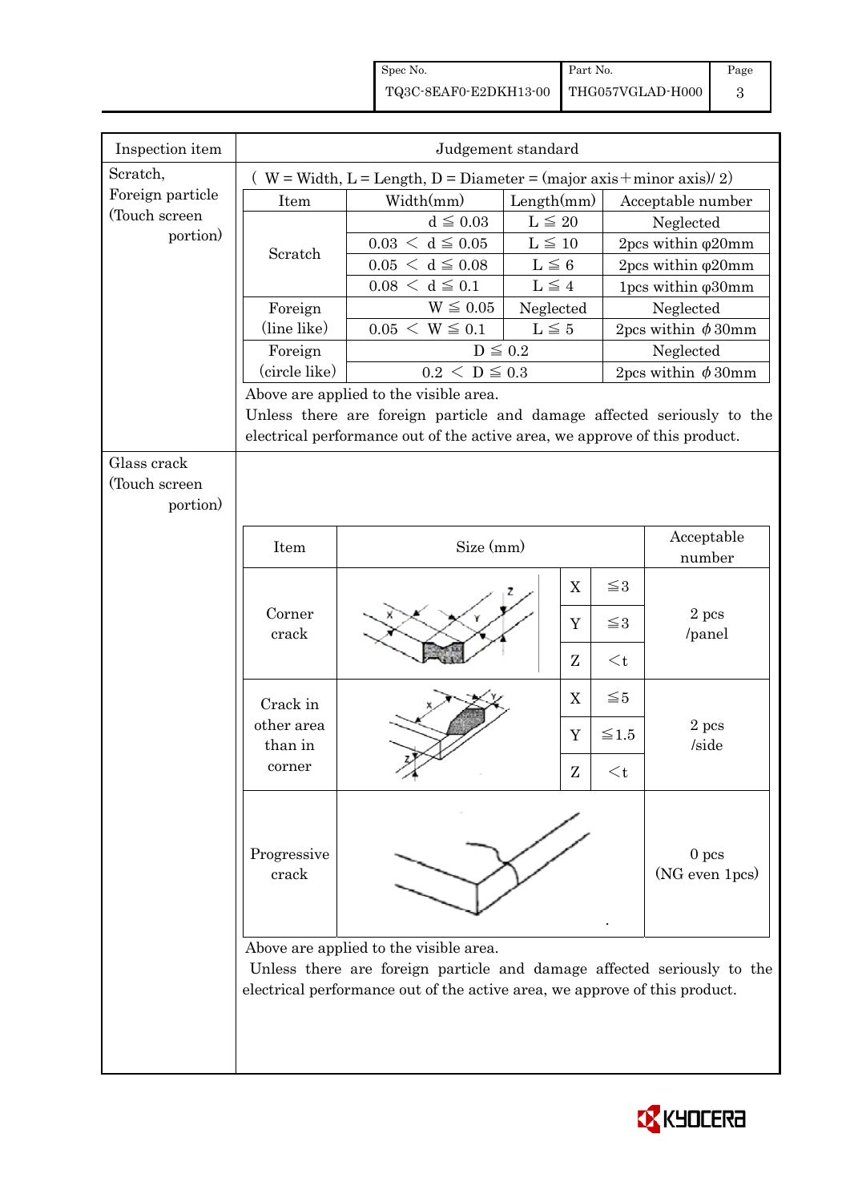| Inspection item | Judgement standard | | | |
|---|---|---|---|---|
| Scratch, Foreign particle (Touch screen portion) | ( W = Width, L = Length, D = Diameter = (major axis＋minor axis)/ 2) | | | |
| | Item | Width(mm) | Length(mm) | Acceptable number |
| | Scratch | d ≦ 0.03 | L ≦ 20 | Neglected |
| | | 0.03 ＜ d ≦ 0.05 | L ≦ 10 | 2pcs within φ20mm |
| | | 0.05 ＜ d ≦ 0.08 | L ≦ 6 | 2pcs within φ20mm |
| | | 0.08 ＜ d ≦ 0.1 | L ≦ 4 | 1pcs within φ30mm |
| | Foreign (line like) | W ≦ 0.05 | Neglected | Neglected |
| | | 0.05 ＜ W ≦ 0.1 | L ≦ 5 | 2pcs within φ30mm |
| | Foreign (circle like) | D ≦ 0.2 | | Neglected |
| | | 0.2 ＜ D ≦ 0.3 | | 2pcs within φ30mm |

Above are applied to the visible area.
Unless there are foreign particle and damage affected seriously to the electrical performance out of the active area, we approve of this product.

**Glass crack (Touch screen portion)**

| Item | Size (mm) | | Acceptable number |
|---|---|---|---|
| Corner crack | X | ≦3 | 2 pcs /panel |
| | Y | ≦3 | |
| | Z | ＜t | |
| Crack in other area than in corner | X | ≦5 | 2 pcs /side |
| | Y | ≦1.5 | |
| | Z | ＜t | |
| Progressive crack | | | 0 pcs (NG even 1pcs) |

Above are applied to the visible area.
Unless there are foreign particle and damage affected seriously to the electrical performance out of the active area, we approve of this product.